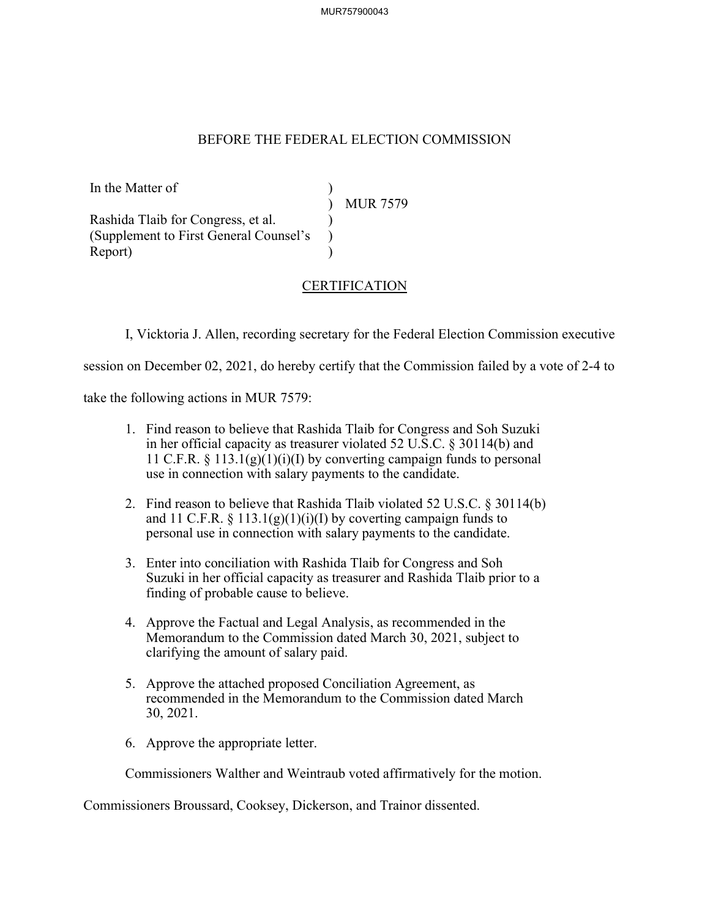BEFORE THE FEDERAL ELECTION COMMISSION

In the Matter of

Rashida Tlaib for Congress, et al.
(Supplement to First General Counsel's Report)

) MUR 7579

CERTIFICATION

I, Vicktoria J. Allen, recording secretary for the Federal Election Commission executive session on December 02, 2021, do hereby certify that the Commission failed by a vote of 2-4 to take the following actions in MUR 7579:

1. Find reason to believe that Rashida Tlaib for Congress and Soh Suzuki in her official capacity as treasurer violated 52 U.S.C. § 30114(b) and 11 C.F.R. § 113.1(g)(1)(i)(I) by converting campaign funds to personal use in connection with salary payments to the candidate.

2. Find reason to believe that Rashida Tlaib violated 52 U.S.C. § 30114(b) and 11 C.F.R. § 113.1(g)(1)(i)(I) by coverting campaign funds to personal use in connection with salary payments to the candidate.

3. Enter into conciliation with Rashida Tlaib for Congress and Soh Suzuki in her official capacity as treasurer and Rashida Tlaib prior to a finding of probable cause to believe.

4. Approve the Factual and Legal Analysis, as recommended in the Memorandum to the Commission dated March 30, 2021, subject to clarifying the amount of salary paid.

5. Approve the attached proposed Conciliation Agreement, as recommended in the Memorandum to the Commission dated March 30, 2021.

6. Approve the appropriate letter.

Commissioners Walther and Weintraub voted affirmatively for the motion.

Commissioners Broussard, Cooksey, Dickerson, and Trainor dissented.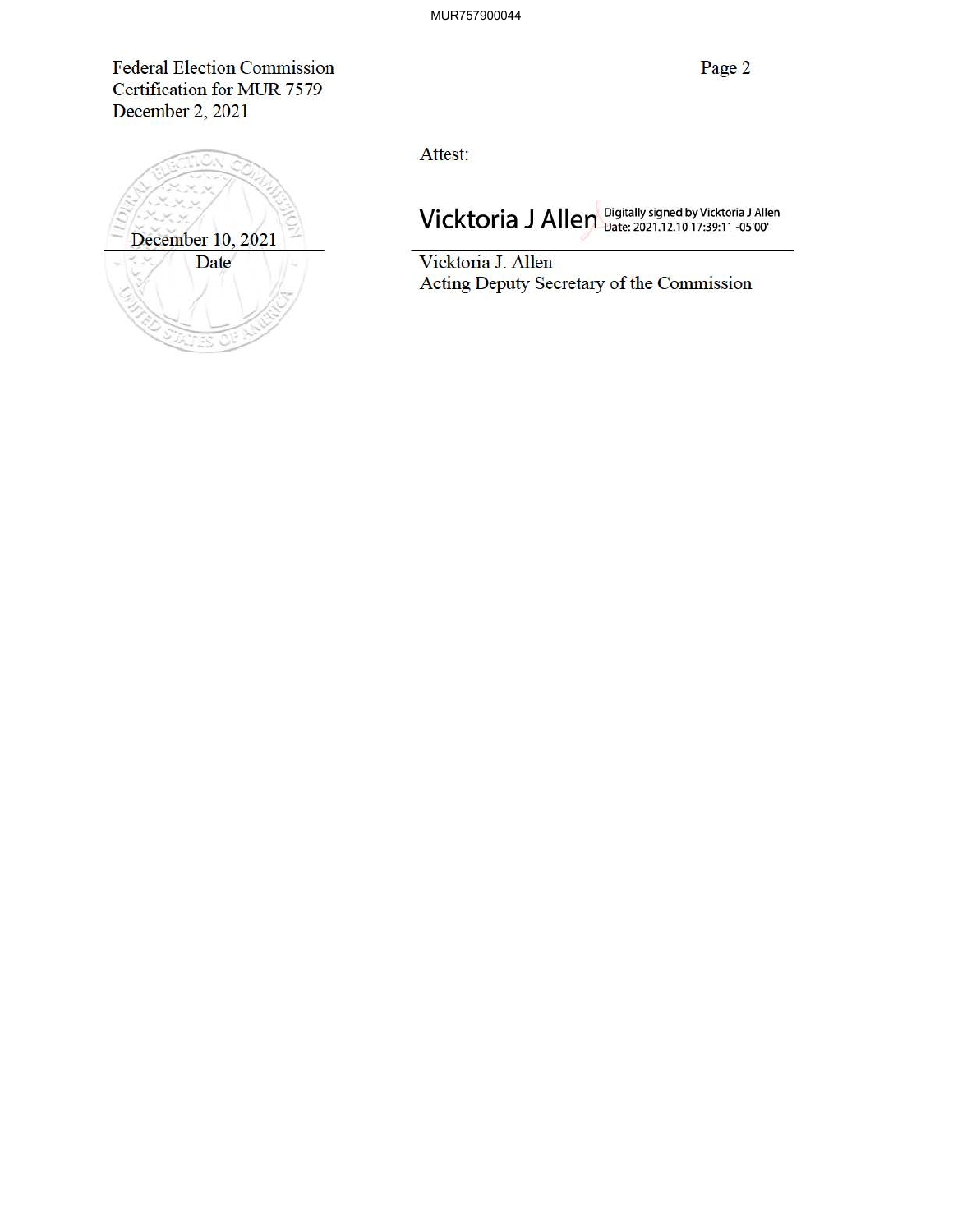Federal Election Commission
Certification for MUR 7579
December 2, 2021

Attest:

December 10, 2021
Date

Vicktoria J Allen Digitally signed by Vicktoria J Allen Date: 2021.12.10 17:39:11 -05'00'

Vicktoria J. Allen
Acting Deputy Secretary of the Commission